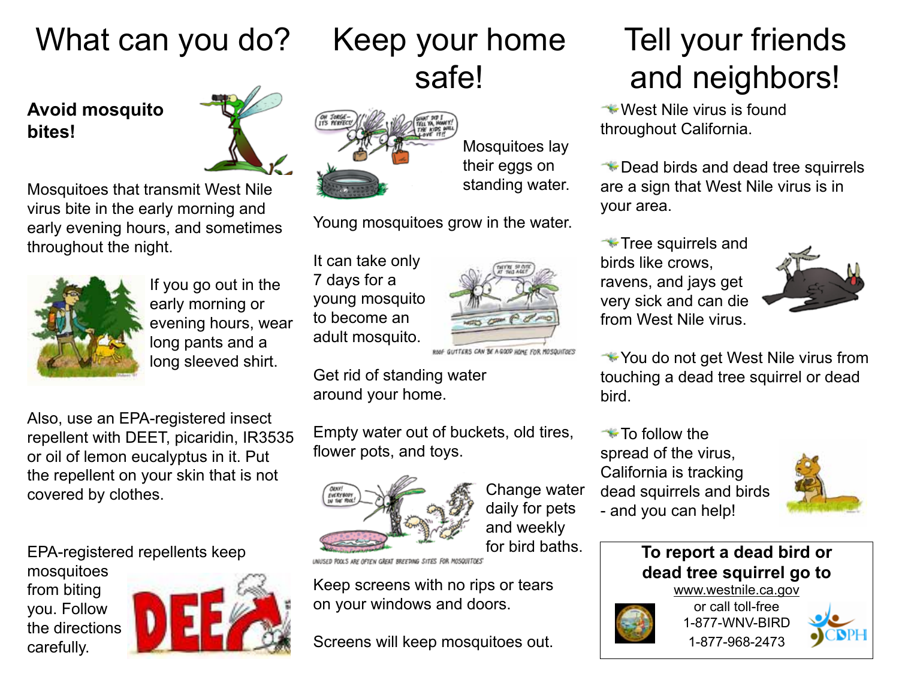# What can you do?

**Avoid mosquito bites!**

Mosquitoes that transmit West Nile virus bite in the early morning and early evening hours, and sometimes throughout the night.

If you go out in the early morning or evening hours, wear long pants and a long sleeved shirt.

Also, use an EPA-registered insect repellent with DEET, picaridin, IR3535 or oil of lemon eucalyptus in it. Put the repellent on your skin that is not covered by clothes.

EPA-registered repellents keep mosquitoes from biting you. Follow the directions carefully.

# Keep your home safe!

Mosquitoes lay their eggs on standing water.

Young mosquitoes grow in the water.

It can take only 7 days for a young mosquito to become an adult mosquito.

ROOF GUTTERS CAN BE A GOOD HOME FOR MOSQUITOES

Get rid of standing water around your home.

Empty water out of buckets, old tires, flower pots, and toys.

Change water daily for pets and weekly for bird baths.

UNUSED POOLS ARE OFTEN GREAT BREEDING SITES FOR MOSQUITOES

Keep screens with no rips or tears on your windows and doors.

Screens will keep mosquitoes out.

# Tell your friends and neighbors!

- West Nile virus is found throughout California.
- Dead birds and dead tree squirrels are a sign that West Nile virus is in your area.
- Tree squirrels and birds like crows, ravens, and jays get very sick and can die from West Nile virus.
- You do not get West Nile virus from touching a dead tree squirrel or dead bird.
- To follow the spread of the virus, California is tracking dead squirrels and birds - and you can help!

**To report a dead bird or dead tree squirrel go to**
www.westnile.ca.gov
or call toll-free
1-877-WNV-BIRD
1-877-968-2473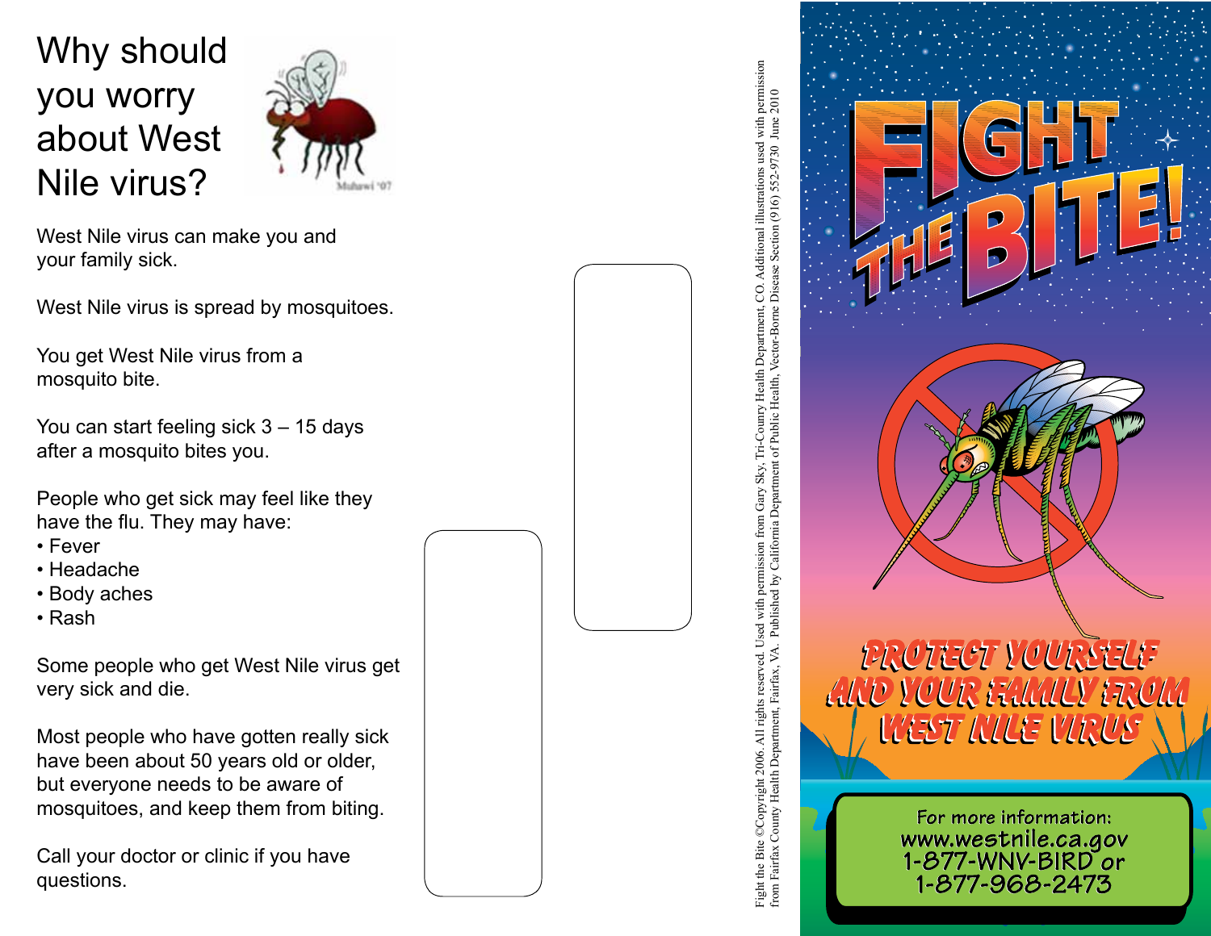# Why should you worry about West Nile virus?

West Nile virus can make you and your family sick.

West Nile virus is spread by mosquitoes.

You get West Nile virus from a mosquito bite.

You can start feeling sick 3 – 15 days after a mosquito bites you.

People who get sick may feel like they have the flu. They may have:

- Fever
- Headache
- Body aches
- Rash

Some people who get West Nile virus get very sick and die.

Most people who have gotten really sick have been about 50 years old or older, but everyone needs to be aware of mosquitoes, and keep them from biting.

Call your doctor or clinic if you have questions.

Fight the Bite ©Copyright 2006. All rights reserved. Used with permission from Gary Sky, Tri-County Health Department, CO. Additional illustrations used with permission from Fairfax County Health Department, Fairfax, VA. Published by California Department of Public Health, Vector-Borne Disease Section (916) 552-9730 June 2010

# FIGHT THE BITE!

## PROTECT YOURSELF AND YOUR FAMILY FROM WEST NILE VIRUS

For more information:
www.westnile.ca.gov
1-877-WNV-BIRD or
1-877-968-2473